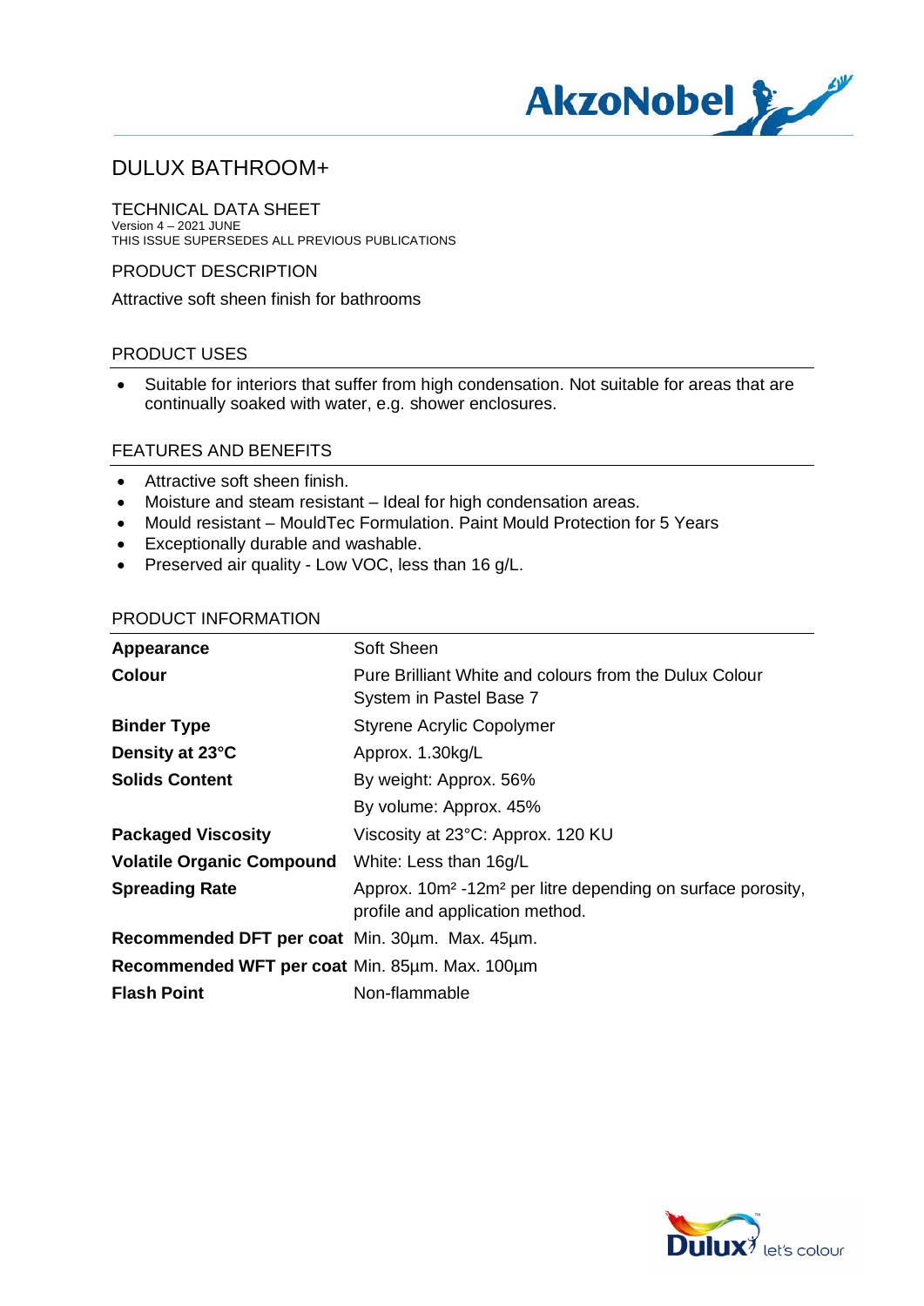# DULUX BATHROOM+

## TECHNICAL DATA SHEET

Version 4 – 2021 JUNE
THIS ISSUE SUPERSEDES ALL PREVIOUS PUBLICATIONS

## PRODUCT DESCRIPTION

Attractive soft sheen finish for bathrooms

## PRODUCT USES

- Suitable for interiors that suffer from high condensation. Not suitable for areas that are continually soaked with water, e.g. shower enclosures.

## FEATURES AND BENEFITS

- Attractive soft sheen finish.
- Moisture and steam resistant – Ideal for high condensation areas.
- Mould resistant – MouldTec Formulation. Paint Mould Protection for 5 Years
- Exceptionally durable and washable.
- Preserved air quality - Low VOC, less than 16 g/L.

## PRODUCT INFORMATION

| | |
|---|---|
| **Appearance** | Soft Sheen |
| **Colour** | Pure Brilliant White and colours from the Dulux Colour System in Pastel Base 7 |
| **Binder Type** | Styrene Acrylic Copolymer |
| **Density at 23°C** | Approx. 1.30kg/L |
| **Solids Content** | By weight: Approx. 56% |
| | By volume: Approx. 45% |
| **Packaged Viscosity** | Viscosity at 23°C: Approx. 120 KU |
| **Volatile Organic Compound** | White: Less than 16g/L |
| **Spreading Rate** | Approx. 10m² -12m² per litre depending on surface porosity, profile and application method. |
| **Recommended DFT per coat** | Min. 30µm. Max. 45µm. |
| **Recommended WFT per coat** | Min. 85µm. Max. 100µm |
| **Flash Point** | Non-flammable |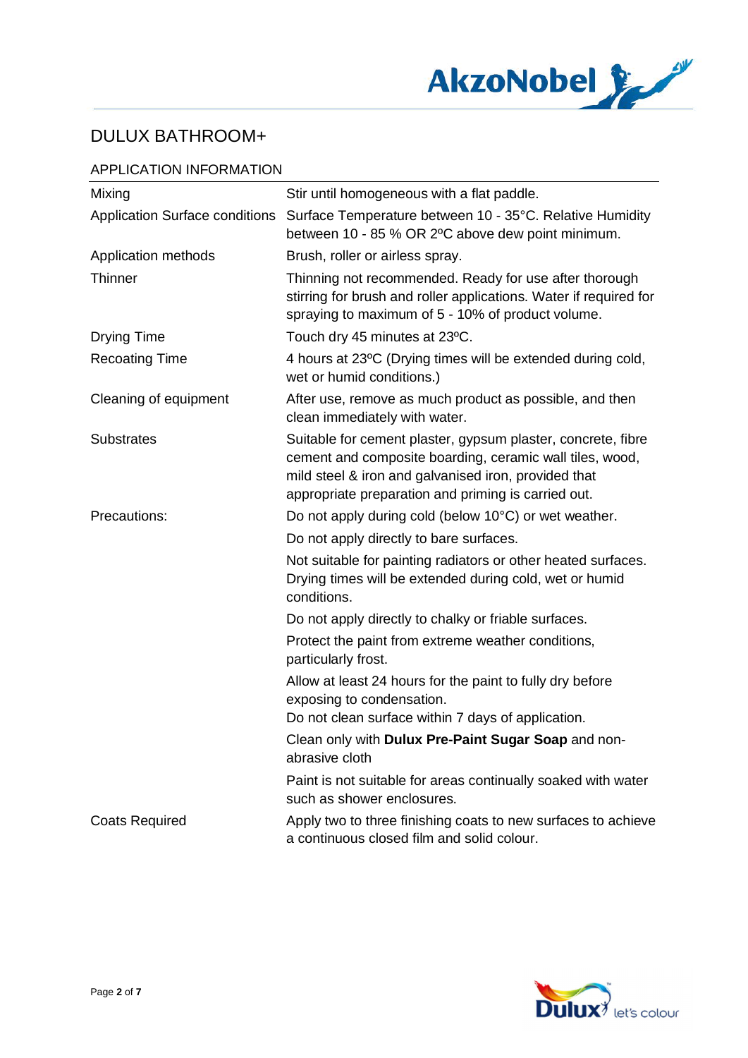# DULUX BATHROOM+

## APPLICATION INFORMATION

| | |
|---|---|
| Mixing | Stir until homogeneous with a flat paddle. |
| Application Surface conditions | Surface Temperature between 10 - 35°C. Relative Humidity between 10 - 85 % OR 2ºC above dew point minimum. |
| Application methods | Brush, roller or airless spray. |
| Thinner | Thinning not recommended. Ready for use after thorough stirring for brush and roller applications. Water if required for spraying to maximum of 5 - 10% of product volume. |
| Drying Time | Touch dry 45 minutes at 23ºC. |
| Recoating Time | 4 hours at 23ºC (Drying times will be extended during cold, wet or humid conditions.) |
| Cleaning of equipment | After use, remove as much product as possible, and then clean immediately with water. |
| Substrates | Suitable for cement plaster, gypsum plaster, concrete, fibre cement and composite boarding, ceramic wall tiles, wood, mild steel & iron and galvanised iron, provided that appropriate preparation and priming is carried out. |
| Precautions: | Do not apply during cold (below 10°C) or wet weather. |
| | Do not apply directly to bare surfaces. |
| | Not suitable for painting radiators or other heated surfaces. Drying times will be extended during cold, wet or humid conditions. |
| | Do not apply directly to chalky or friable surfaces. |
| | Protect the paint from extreme weather conditions, particularly frost. |
| | Allow at least 24 hours for the paint to fully dry before exposing to condensation. Do not clean surface within 7 days of application. |
| | Clean only with **Dulux Pre-Paint Sugar Soap** and non-abrasive cloth |
| | Paint is not suitable for areas continually soaked with water such as shower enclosures. |
| Coats Required | Apply two to three finishing coats to new surfaces to achieve a continuous closed film and solid colour. |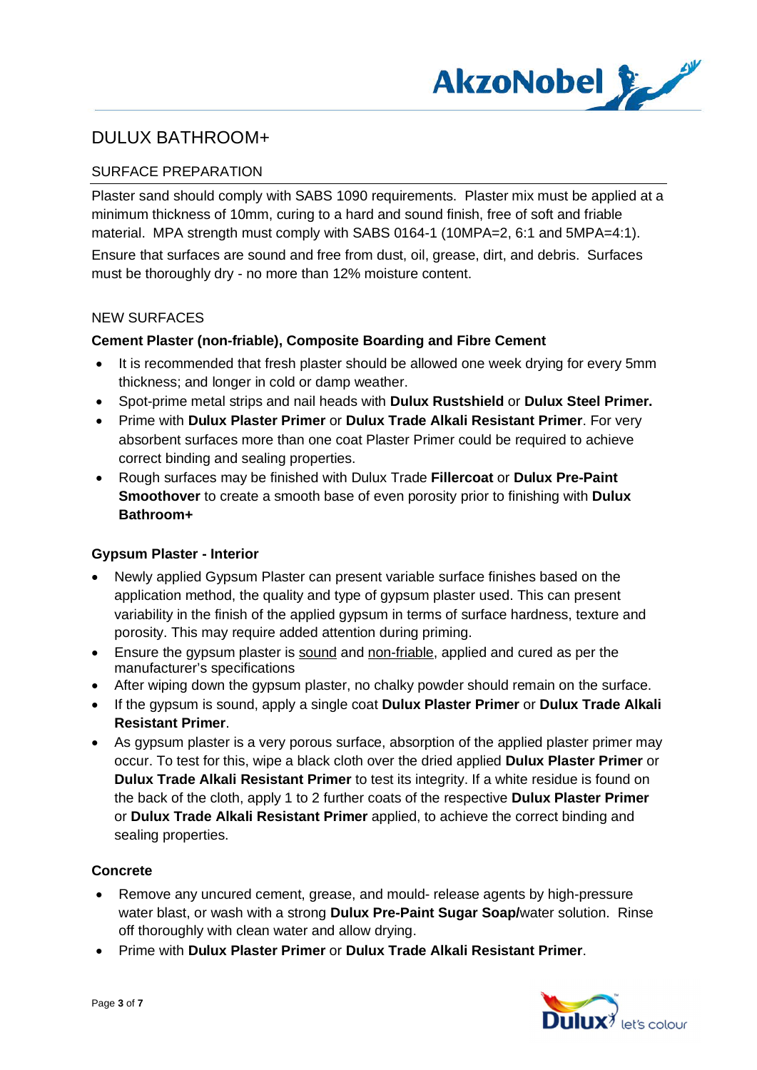# DULUX BATHROOM+

## SURFACE PREPARATION

Plaster sand should comply with SABS 1090 requirements. Plaster mix must be applied at a minimum thickness of 10mm, curing to a hard and sound finish, free of soft and friable material. MPA strength must comply with SABS 0164-1 (10MPA=2, 6:1 and 5MPA=4:1).

Ensure that surfaces are sound and free from dust, oil, grease, dirt, and debris. Surfaces must be thoroughly dry - no more than 12% moisture content.

## NEW SURFACES

### Cement Plaster (non-friable), Composite Boarding and Fibre Cement

- It is recommended that fresh plaster should be allowed one week drying for every 5mm thickness; and longer in cold or damp weather.
- Spot-prime metal strips and nail heads with **Dulux Rustshield** or **Dulux Steel Primer.**
- Prime with **Dulux Plaster Primer** or **Dulux Trade Alkali Resistant Primer**. For very absorbent surfaces more than one coat Plaster Primer could be required to achieve correct binding and sealing properties.
- Rough surfaces may be finished with Dulux Trade **Fillercoat** or **Dulux Pre-Paint Smoothover** to create a smooth base of even porosity prior to finishing with **Dulux Bathroom+**

### Gypsum Plaster - Interior

- Newly applied Gypsum Plaster can present variable surface finishes based on the application method, the quality and type of gypsum plaster used. This can present variability in the finish of the applied gypsum in terms of surface hardness, texture and porosity. This may require added attention during priming.
- Ensure the gypsum plaster is sound and non-friable, applied and cured as per the manufacturer's specifications
- After wiping down the gypsum plaster, no chalky powder should remain on the surface.
- If the gypsum is sound, apply a single coat **Dulux Plaster Primer** or **Dulux Trade Alkali Resistant Primer**.
- As gypsum plaster is a very porous surface, absorption of the applied plaster primer may occur. To test for this, wipe a black cloth over the dried applied **Dulux Plaster Primer** or **Dulux Trade Alkali Resistant Primer** to test its integrity. If a white residue is found on the back of the cloth, apply 1 to 2 further coats of the respective **Dulux Plaster Primer** or **Dulux Trade Alkali Resistant Primer** applied, to achieve the correct binding and sealing properties.

### Concrete

- Remove any uncured cement, grease, and mould- release agents by high-pressure water blast, or wash with a strong **Dulux Pre-Paint Sugar Soap/**water solution. Rinse off thoroughly with clean water and allow drying.
- Prime with **Dulux Plaster Primer** or **Dulux Trade Alkali Resistant Primer**.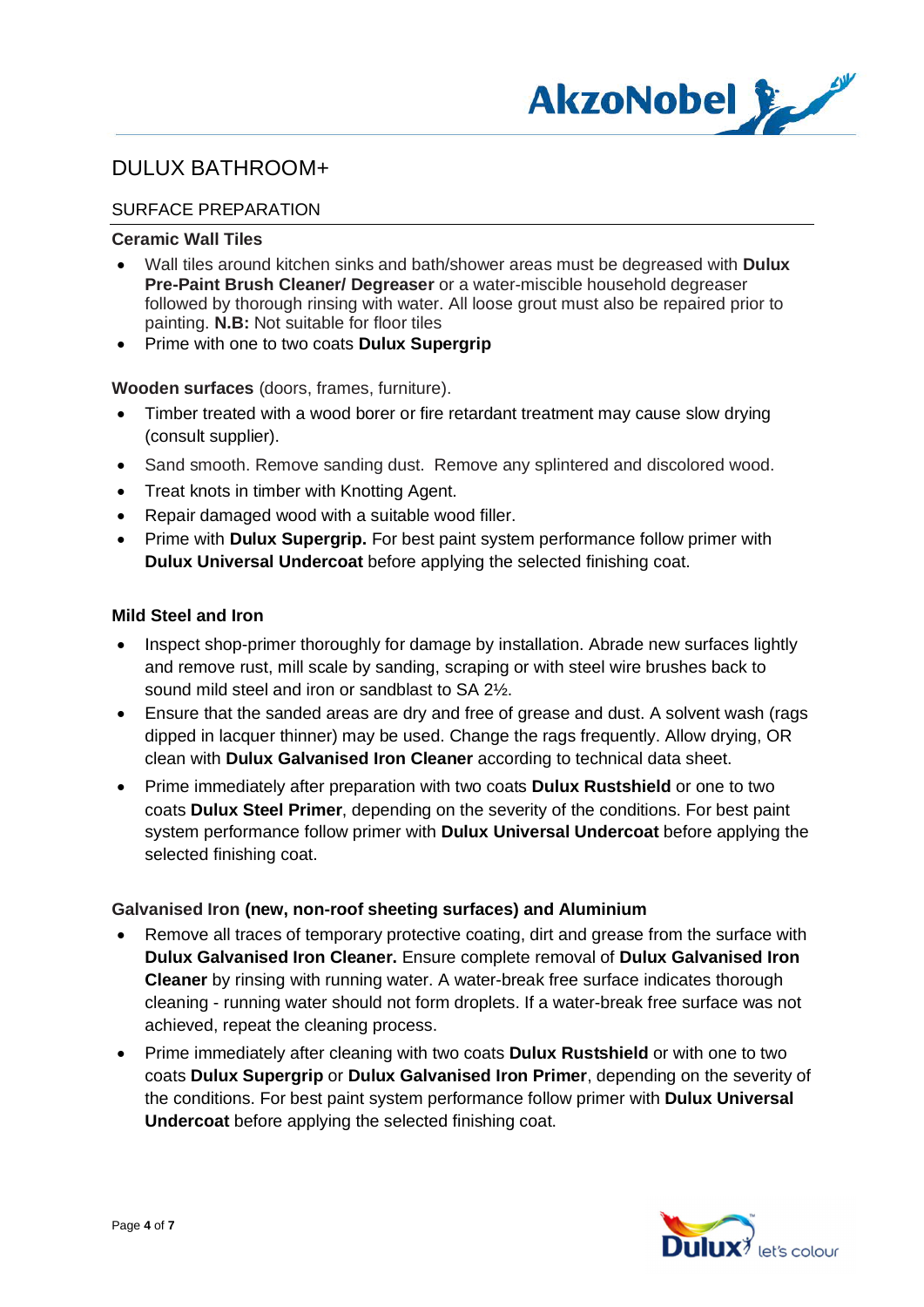# DULUX BATHROOM+

## SURFACE PREPARATION

### Ceramic Wall Tiles

- Wall tiles around kitchen sinks and bath/shower areas must be degreased with **Dulux Pre-Paint Brush Cleaner/ Degreaser** or a water-miscible household degreaser followed by thorough rinsing with water. All loose grout must also be repaired prior to painting. **N.B:** Not suitable for floor tiles
- Prime with one to two coats **Dulux Supergrip**

**Wooden surfaces** (doors, frames, furniture).

- Timber treated with a wood borer or fire retardant treatment may cause slow drying (consult supplier).
- Sand smooth. Remove sanding dust. Remove any splintered and discolored wood.
- Treat knots in timber with Knotting Agent.
- Repair damaged wood with a suitable wood filler.
- Prime with **Dulux Supergrip.** For best paint system performance follow primer with **Dulux Universal Undercoat** before applying the selected finishing coat.

### Mild Steel and Iron

- Inspect shop-primer thoroughly for damage by installation. Abrade new surfaces lightly and remove rust, mill scale by sanding, scraping or with steel wire brushes back to sound mild steel and iron or sandblast to SA 2½.
- Ensure that the sanded areas are dry and free of grease and dust. A solvent wash (rags dipped in lacquer thinner) may be used. Change the rags frequently. Allow drying, OR clean with **Dulux Galvanised Iron Cleaner** according to technical data sheet.
- Prime immediately after preparation with two coats **Dulux Rustshield** or one to two coats **Dulux Steel Primer**, depending on the severity of the conditions. For best paint system performance follow primer with **Dulux Universal Undercoat** before applying the selected finishing coat.

### Galvanised Iron (new, non-roof sheeting surfaces) and Aluminium

- Remove all traces of temporary protective coating, dirt and grease from the surface with **Dulux Galvanised Iron Cleaner.** Ensure complete removal of **Dulux Galvanised Iron Cleaner** by rinsing with running water. A water-break free surface indicates thorough cleaning - running water should not form droplets. If a water-break free surface was not achieved, repeat the cleaning process.
- Prime immediately after cleaning with two coats **Dulux Rustshield** or with one to two coats **Dulux Supergrip** or **Dulux Galvanised Iron Primer**, depending on the severity of the conditions. For best paint system performance follow primer with **Dulux Universal Undercoat** before applying the selected finishing coat.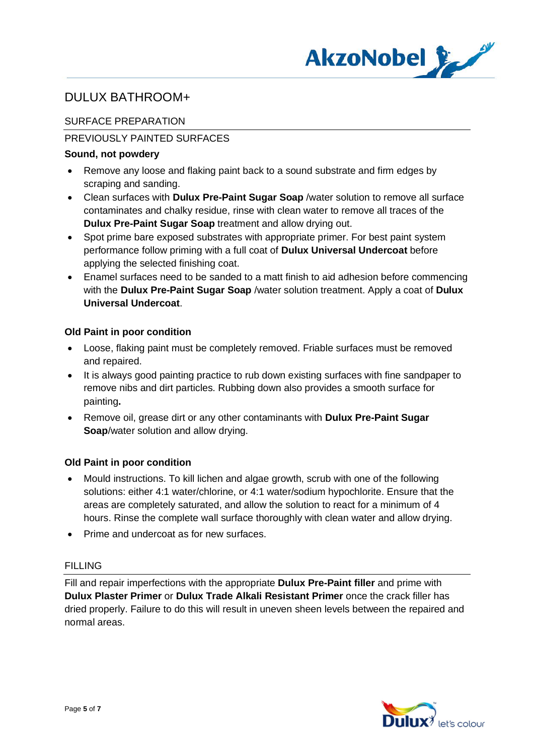# DULUX BATHROOM+

## SURFACE PREPARATION

### PREVIOUSLY PAINTED SURFACES

**Sound, not powdery**

- Remove any loose and flaking paint back to a sound substrate and firm edges by scraping and sanding.
- Clean surfaces with **Dulux Pre-Paint Sugar Soap** /water solution to remove all surface contaminates and chalky residue, rinse with clean water to remove all traces of the **Dulux Pre-Paint Sugar Soap** treatment and allow drying out.
- Spot prime bare exposed substrates with appropriate primer. For best paint system performance follow priming with a full coat of **Dulux Universal Undercoat** before applying the selected finishing coat.
- Enamel surfaces need to be sanded to a matt finish to aid adhesion before commencing with the **Dulux Pre-Paint Sugar Soap** /water solution treatment. Apply a coat of **Dulux Universal Undercoat**.

**Old Paint in poor condition**

- Loose, flaking paint must be completely removed. Friable surfaces must be removed and repaired.
- It is always good painting practice to rub down existing surfaces with fine sandpaper to remove nibs and dirt particles. Rubbing down also provides a smooth surface for painting**.**
- Remove oil, grease dirt or any other contaminants with **Dulux Pre-Paint Sugar Soap**/water solution and allow drying.

**Old Paint in poor condition**

- Mould instructions. To kill lichen and algae growth, scrub with one of the following solutions: either 4:1 water/chlorine, or 4:1 water/sodium hypochlorite. Ensure that the areas are completely saturated, and allow the solution to react for a minimum of 4 hours. Rinse the complete wall surface thoroughly with clean water and allow drying.
- Prime and undercoat as for new surfaces.

## FILLING

Fill and repair imperfections with the appropriate **Dulux Pre-Paint filler** and prime with **Dulux Plaster Primer** or **Dulux Trade Alkali Resistant Primer** once the crack filler has dried properly. Failure to do this will result in uneven sheen levels between the repaired and normal areas.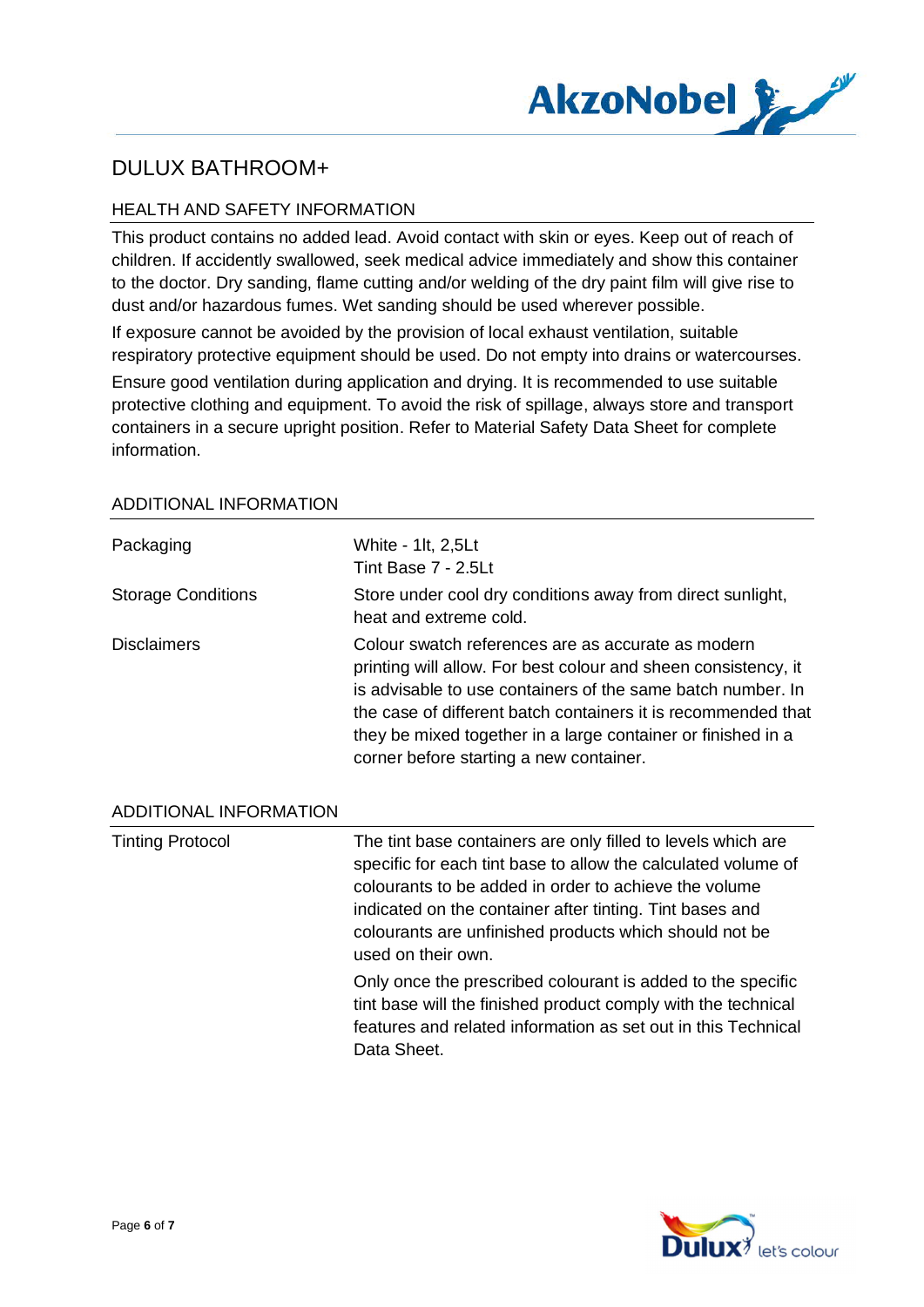# DULUX BATHROOM+

## HEALTH AND SAFETY INFORMATION

This product contains no added lead. Avoid contact with skin or eyes. Keep out of reach of children. If accidently swallowed, seek medical advice immediately and show this container to the doctor. Dry sanding, flame cutting and/or welding of the dry paint film will give rise to dust and/or hazardous fumes. Wet sanding should be used wherever possible.

If exposure cannot be avoided by the provision of local exhaust ventilation, suitable respiratory protective equipment should be used. Do not empty into drains or watercourses.

Ensure good ventilation during application and drying. It is recommended to use suitable protective clothing and equipment. To avoid the risk of spillage, always store and transport containers in a secure upright position. Refer to Material Safety Data Sheet for complete information.

## ADDITIONAL INFORMATION

| | |
|---|---|
| Packaging | White - 1lt, 2,5Lt<br>Tint Base 7 - 2.5Lt |
| Storage Conditions | Store under cool dry conditions away from direct sunlight, heat and extreme cold. |
| Disclaimers | Colour swatch references are as accurate as modern printing will allow. For best colour and sheen consistency, it is advisable to use containers of the same batch number. In the case of different batch containers it is recommended that they be mixed together in a large container or finished in a corner before starting a new container. |

## ADDITIONAL INFORMATION

| | |
|---|---|
| Tinting Protocol | The tint base containers are only filled to levels which are specific for each tint base to allow the calculated volume of colourants to be added in order to achieve the volume indicated on the container after tinting. Tint bases and colourants are unfinished products which should not be used on their own.<br><br>Only once the prescribed colourant is added to the specific tint base will the finished product comply with the technical features and related information as set out in this Technical Data Sheet. |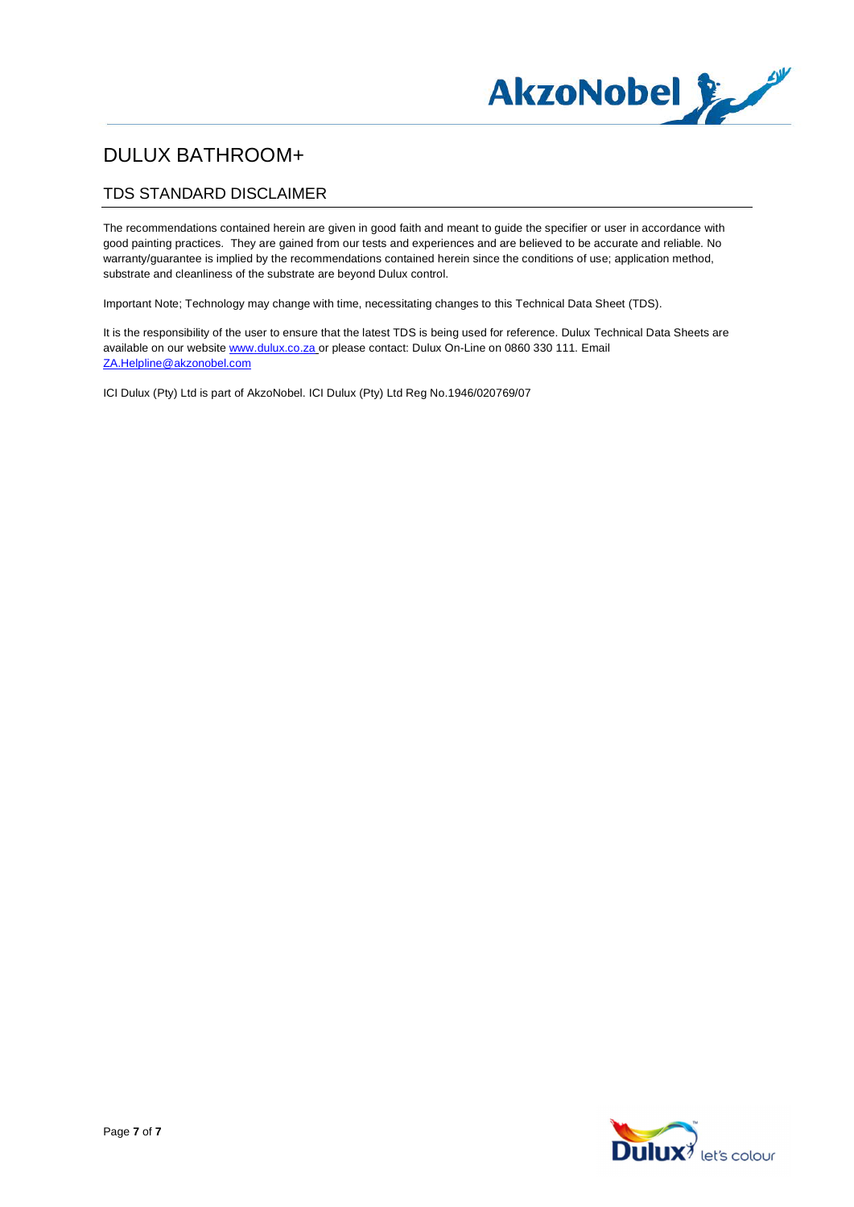# DULUX BATHROOM+

## TDS STANDARD DISCLAIMER

The recommendations contained herein are given in good faith and meant to guide the specifier or user in accordance with good painting practices. They are gained from our tests and experiences and are believed to be accurate and reliable. No warranty/guarantee is implied by the recommendations contained herein since the conditions of use; application method, substrate and cleanliness of the substrate are beyond Dulux control.

Important Note; Technology may change with time, necessitating changes to this Technical Data Sheet (TDS).

It is the responsibility of the user to ensure that the latest TDS is being used for reference. Dulux Technical Data Sheets are available on our website [www.dulux.co.za](http://www.dulux.co.za) or please contact: Dulux On-Line on 0860 330 111. Email [ZA.Helpline@akzonobel.com](mailto:ZA.Helpline@akzonobel.com)

ICI Dulux (Pty) Ltd is part of AkzoNobel. ICI Dulux (Pty) Ltd Reg No.1946/020769/07